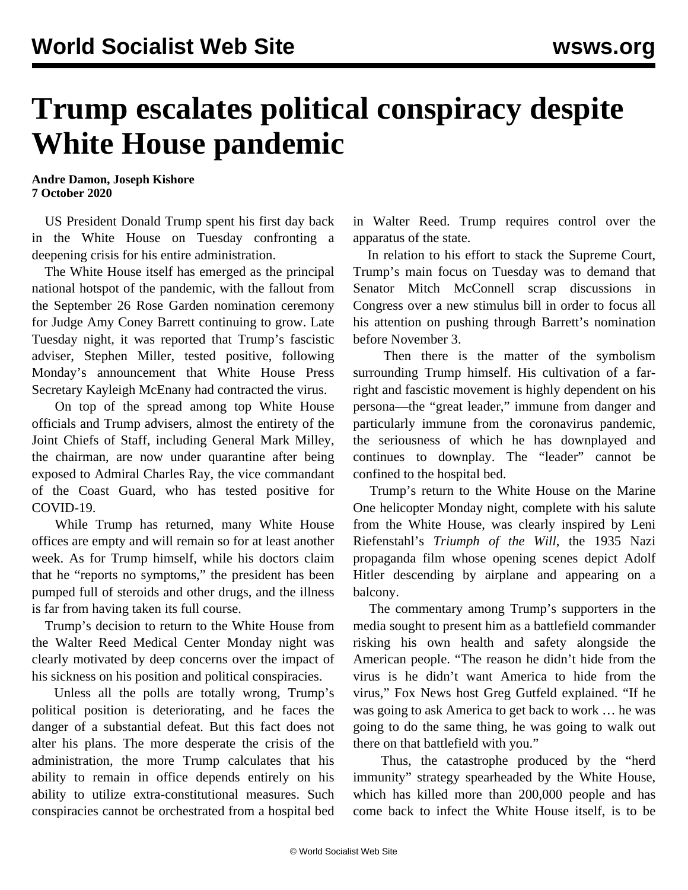# Trump escalates political conspiracy despite White House pandemic

**Andre Damon, Joseph Kishore**
**7 October 2020**

US President Donald Trump spent his first day back in the White House on Tuesday confronting a deepening crisis for his entire administration.

The White House itself has emerged as the principal national hotspot of the pandemic, with the fallout from the September 26 Rose Garden nomination ceremony for Judge Amy Coney Barrett continuing to grow. Late Tuesday night, it was reported that Trump's fascistic adviser, Stephen Miller, tested positive, following Monday's announcement that White House Press Secretary Kayleigh McEnany had contracted the virus.

On top of the spread among top White House officials and Trump advisers, almost the entirety of the Joint Chiefs of Staff, including General Mark Milley, the chairman, are now under quarantine after being exposed to Admiral Charles Ray, the vice commandant of the Coast Guard, who has tested positive for COVID-19.

While Trump has returned, many White House offices are empty and will remain so for at least another week. As for Trump himself, while his doctors claim that he "reports no symptoms," the president has been pumped full of steroids and other drugs, and the illness is far from having taken its full course.

Trump's decision to return to the White House from the Walter Reed Medical Center Monday night was clearly motivated by deep concerns over the impact of his sickness on his position and political conspiracies.

Unless all the polls are totally wrong, Trump's political position is deteriorating, and he faces the danger of a substantial defeat. But this fact does not alter his plans. The more desperate the crisis of the administration, the more Trump calculates that his ability to remain in office depends entirely on his ability to utilize extra-constitutional measures. Such conspiracies cannot be orchestrated from a hospital bed in Walter Reed. Trump requires control over the apparatus of the state.

In relation to his effort to stack the Supreme Court, Trump's main focus on Tuesday was to demand that Senator Mitch McConnell scrap discussions in Congress over a new stimulus bill in order to focus all his attention on pushing through Barrett's nomination before November 3.

Then there is the matter of the symbolism surrounding Trump himself. His cultivation of a far-right and fascistic movement is highly dependent on his persona—the "great leader," immune from danger and particularly immune from the coronavirus pandemic, the seriousness of which he has downplayed and continues to downplay. The "leader" cannot be confined to the hospital bed.

Trump's return to the White House on the Marine One helicopter Monday night, complete with his salute from the White House, was clearly inspired by Leni Riefenstahl's *Triumph of the Will*, the 1935 Nazi propaganda film whose opening scenes depict Adolf Hitler descending by airplane and appearing on a balcony.

The commentary among Trump's supporters in the media sought to present him as a battlefield commander risking his own health and safety alongside the American people. "The reason he didn't hide from the virus is he didn't want America to hide from the virus," Fox News host Greg Gutfeld explained. "If he was going to ask America to get back to work … he was going to do the same thing, he was going to walk out there on that battlefield with you."

Thus, the catastrophe produced by the "herd immunity" strategy spearheaded by the White House, which has killed more than 200,000 people and has come back to infect the White House itself, is to be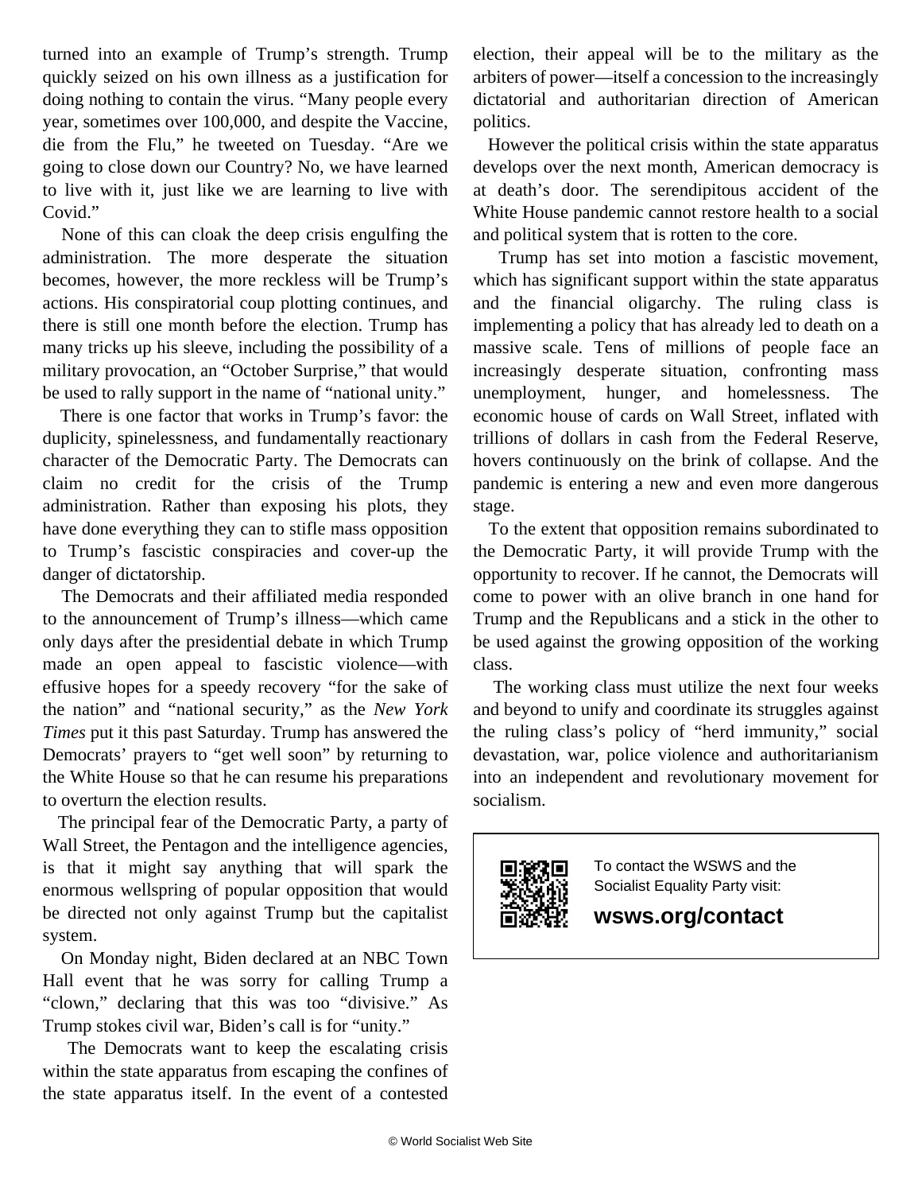turned into an example of Trump's strength. Trump quickly seized on his own illness as a justification for doing nothing to contain the virus. "Many people every year, sometimes over 100,000, and despite the Vaccine, die from the Flu," he tweeted on Tuesday. "Are we going to close down our Country? No, we have learned to live with it, just like we are learning to live with Covid."

None of this can cloak the deep crisis engulfing the administration. The more desperate the situation becomes, however, the more reckless will be Trump's actions. His conspiratorial coup plotting continues, and there is still one month before the election. Trump has many tricks up his sleeve, including the possibility of a military provocation, an "October Surprise," that would be used to rally support in the name of "national unity."

There is one factor that works in Trump's favor: the duplicity, spinelessness, and fundamentally reactionary character of the Democratic Party. The Democrats can claim no credit for the crisis of the Trump administration. Rather than exposing his plots, they have done everything they can to stifle mass opposition to Trump's fascistic conspiracies and cover-up the danger of dictatorship.

The Democrats and their affiliated media responded to the announcement of Trump's illness—which came only days after the presidential debate in which Trump made an open appeal to fascistic violence—with effusive hopes for a speedy recovery "for the sake of the nation" and "national security," as the *New York Times* put it this past Saturday. Trump has answered the Democrats' prayers to "get well soon" by returning to the White House so that he can resume his preparations to overturn the election results.

The principal fear of the Democratic Party, a party of Wall Street, the Pentagon and the intelligence agencies, is that it might say anything that will spark the enormous wellspring of popular opposition that would be directed not only against Trump but the capitalist system.

On Monday night, Biden declared at an NBC Town Hall event that he was sorry for calling Trump a "clown," declaring that this was too "divisive." As Trump stokes civil war, Biden's call is for "unity."

The Democrats want to keep the escalating crisis within the state apparatus from escaping the confines of the state apparatus itself. In the event of a contested election, their appeal will be to the military as the arbiters of power—itself a concession to the increasingly dictatorial and authoritarian direction of American politics.

However the political crisis within the state apparatus develops over the next month, American democracy is at death's door. The serendipitous accident of the White House pandemic cannot restore health to a social and political system that is rotten to the core.

Trump has set into motion a fascistic movement, which has significant support within the state apparatus and the financial oligarchy. The ruling class is implementing a policy that has already led to death on a massive scale. Tens of millions of people face an increasingly desperate situation, confronting mass unemployment, hunger, and homelessness. The economic house of cards on Wall Street, inflated with trillions of dollars in cash from the Federal Reserve, hovers continuously on the brink of collapse. And the pandemic is entering a new and even more dangerous stage.

To the extent that opposition remains subordinated to the Democratic Party, it will provide Trump with the opportunity to recover. If he cannot, the Democrats will come to power with an olive branch in one hand for Trump and the Republicans and a stick in the other to be used against the growing opposition of the working class.

The working class must utilize the next four weeks and beyond to unify and coordinate its struggles against the ruling class's policy of "herd immunity," social devastation, war, police violence and authoritarianism into an independent and revolutionary movement for socialism.

To contact the WSWS and the Socialist Equality Party visit:

**wsws.org/contact**